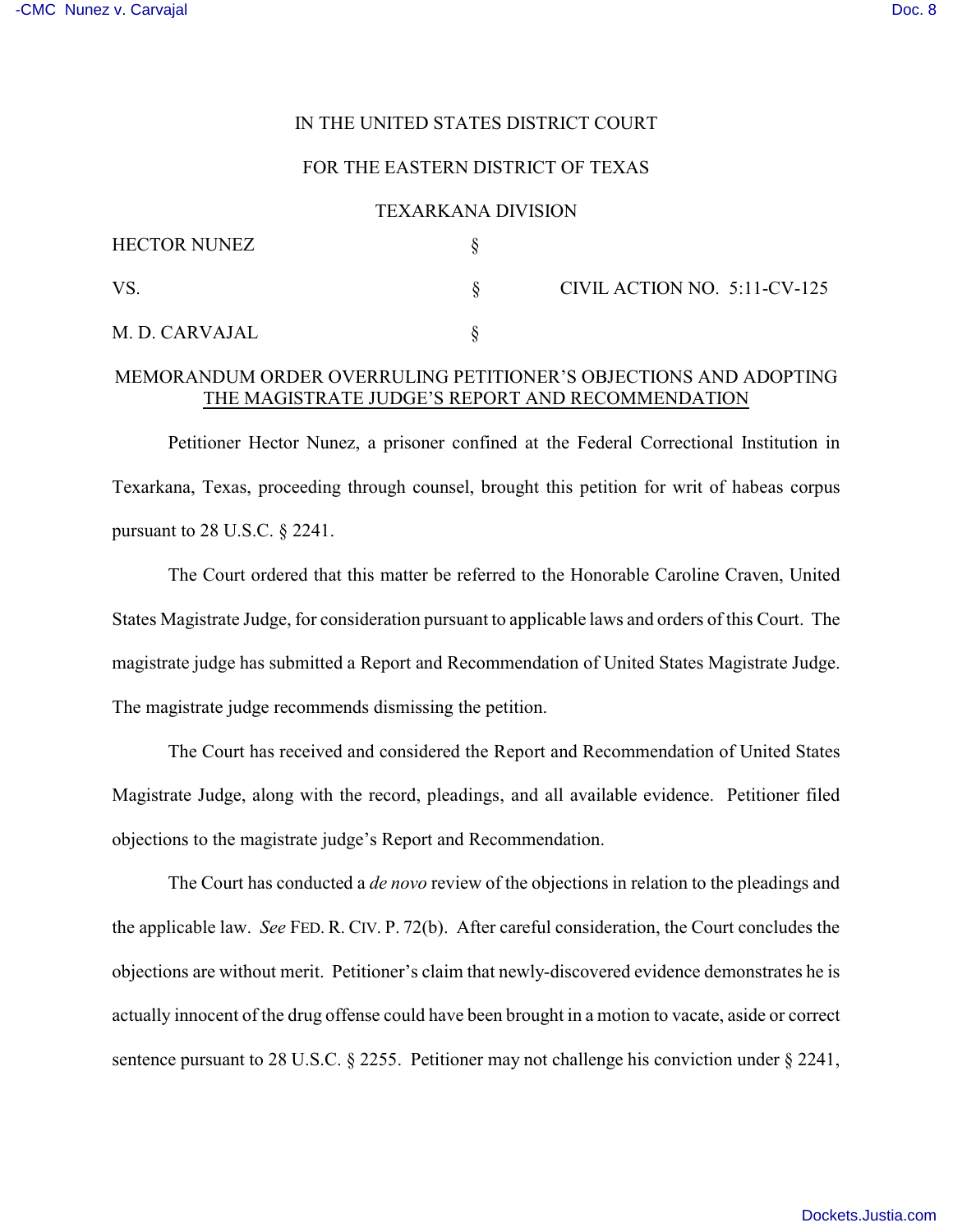IN THE UNITED STATES DISTRICT COURT

FOR THE EASTERN DISTRICT OF TEXAS

TEXARKANA DIVISION

| | | |
|---|---|---|
| HECTOR NUNEZ | § | |
| VS. | § | CIVIL ACTION NO. 5:11-CV-125 |
| M. D. CARVAJAL | § | |

MEMORANDUM ORDER OVERRULING PETITIONER'S OBJECTIONS AND ADOPTING THE MAGISTRATE JUDGE'S REPORT AND RECOMMENDATION

Petitioner Hector Nunez, a prisoner confined at the Federal Correctional Institution in Texarkana, Texas, proceeding through counsel, brought this petition for writ of habeas corpus pursuant to 28 U.S.C. § 2241.

The Court ordered that this matter be referred to the Honorable Caroline Craven, United States Magistrate Judge, for consideration pursuant to applicable laws and orders of this Court. The magistrate judge has submitted a Report and Recommendation of United States Magistrate Judge. The magistrate judge recommends dismissing the petition.

The Court has received and considered the Report and Recommendation of United States Magistrate Judge, along with the record, pleadings, and all available evidence. Petitioner filed objections to the magistrate judge's Report and Recommendation.

The Court has conducted a *de novo* review of the objections in relation to the pleadings and the applicable law. *See* FED. R. CIV. P. 72(b). After careful consideration, the Court concludes the objections are without merit. Petitioner's claim that newly-discovered evidence demonstrates he is actually innocent of the drug offense could have been brought in a motion to vacate, aside or correct sentence pursuant to 28 U.S.C. § 2255. Petitioner may not challenge his conviction under § 2241,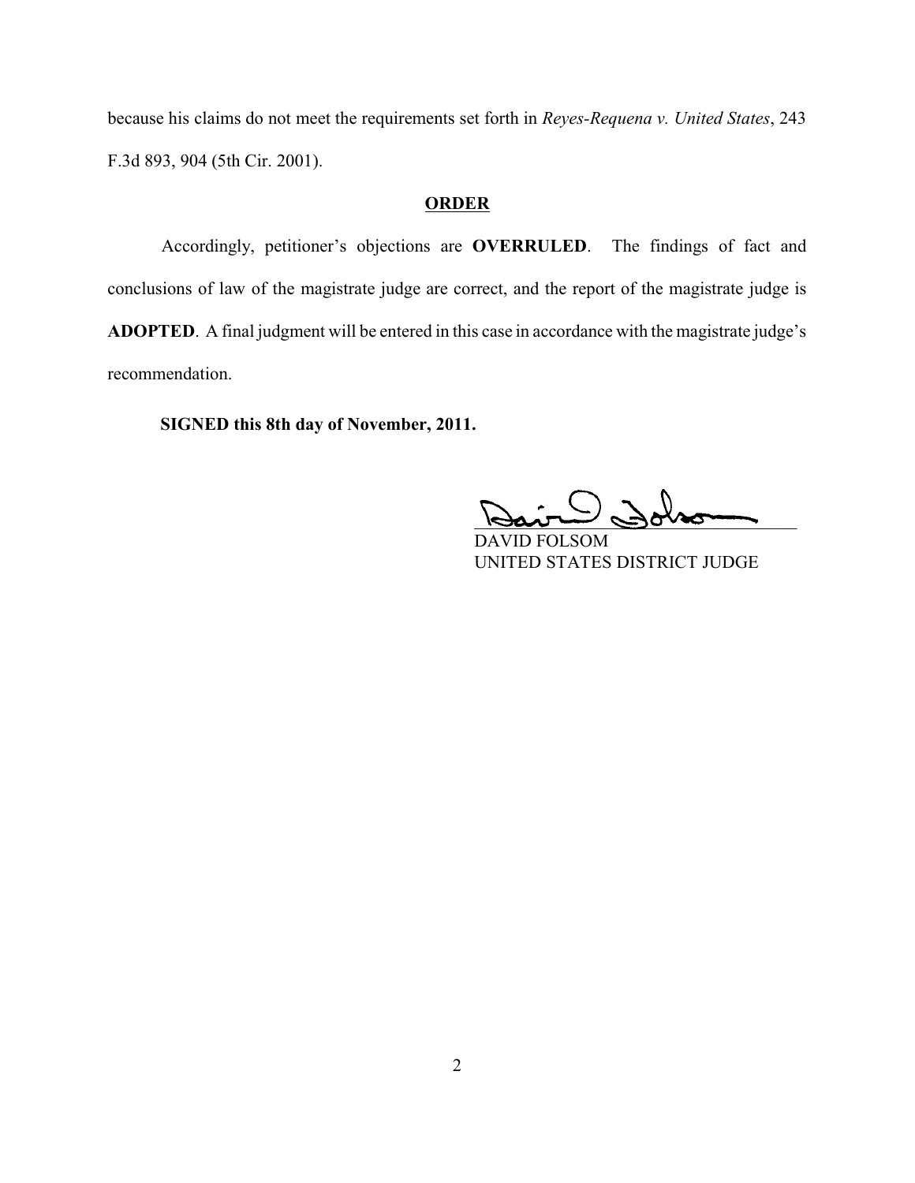because his claims do not meet the requirements set forth in *Reyes-Requena v. United States*, 243 F.3d 893, 904 (5th Cir. 2001).

## ORDER

Accordingly, petitioner's objections are **OVERRULED**. The findings of fact and conclusions of law of the magistrate judge are correct, and the report of the magistrate judge is **ADOPTED**. A final judgment will be entered in this case in accordance with the magistrate judge's recommendation.

**SIGNED this 8th day of November, 2011.**

DAVID FOLSOM
UNITED STATES DISTRICT JUDGE